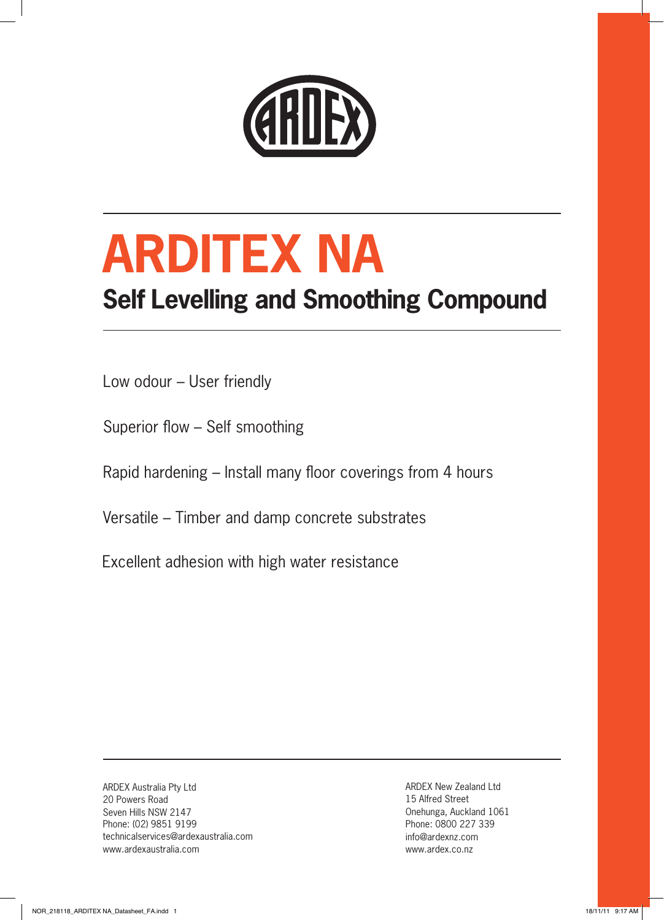# ARDITEX NA

## Self Levelling and Smoothing Compound

Low odour – User friendly

Superior flow – Self smoothing

Rapid hardening – Install many floor coverings from 4 hours

Versatile – Timber and damp concrete substrates

Excellent adhesion with high water resistance

ARDEX Australia Pty Ltd
20 Powers Road
Seven Hills NSW 2147
Phone: (02) 9851 9199
technicalservices@ardexaustralia.com
www.ardexaustralia.com

ARDEX New Zealand Ltd
15 Alfred Street
Onehunga, Auckland 1061
Phone: 0800 227 339
info@ardexnz.com
www.ardex.co.nz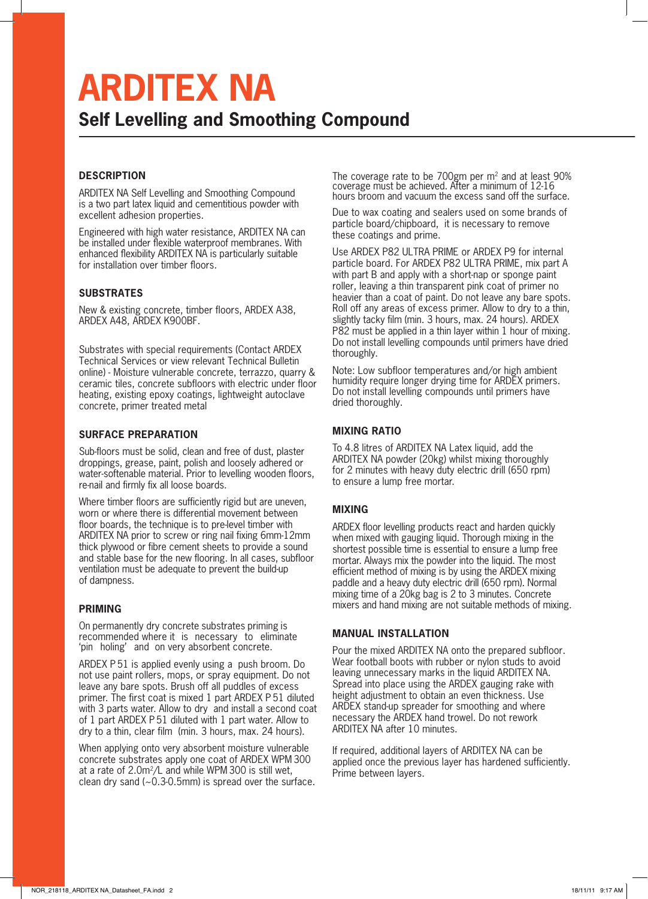# ARDITEX NA

## Self Levelling and Smoothing Compound

### DESCRIPTION

ARDITEX NA Self Levelling and Smoothing Compound is a two part latex liquid and cementitious powder with excellent adhesion properties.

Engineered with high water resistance, ARDITEX NA can be installed under flexible waterproof membranes. With enhanced flexibility ARDITEX NA is particularly suitable for installation over timber floors.

### SUBSTRATES

New & existing concrete, timber floors, ARDEX A38, ARDEX A48, ARDEX K900BF.

Substrates with special requirements (Contact ARDEX Technical Services or view relevant Technical Bulletin online) - Moisture vulnerable concrete, terrazzo, quarry & ceramic tiles, concrete subfloors with electric under floor heating, existing epoxy coatings, lightweight autoclave concrete, primer treated metal

### SURFACE PREPARATION

Sub-floors must be solid, clean and free of dust, plaster droppings, grease, paint, polish and loosely adhered or water-softenable material. Prior to levelling wooden floors, re-nail and firmly fix all loose boards.

Where timber floors are sufficiently rigid but are uneven, worn or where there is differential movement between floor boards, the technique is to pre-level timber with ARDITEX NA prior to screw or ring nail fixing 6mm-12mm thick plywood or fibre cement sheets to provide a sound and stable base for the new flooring. In all cases, subfloor ventilation must be adequate to prevent the build-up of dampness.

### PRIMING

On permanently dry concrete substrates priming is recommended where it is necessary to eliminate 'pin holing' and on very absorbent concrete.

ARDEX P 51 is applied evenly using a push broom. Do not use paint rollers, mops, or spray equipment. Do not leave any bare spots. Brush off all puddles of excess primer. The first coat is mixed 1 part ARDEX P 51 diluted with 3 parts water. Allow to dry and install a second coat of 1 part ARDEX P 51 diluted with 1 part water. Allow to dry to a thin, clear film (min. 3 hours, max. 24 hours).

When applying onto very absorbent moisture vulnerable concrete substrates apply one coat of ARDEX WPM 300 at a rate of 2.0m²/L and while WPM 300 is still wet, clean dry sand (~0.3-0.5mm) is spread over the surface.

The coverage rate to be 700gm per m² and at least 90% coverage must be achieved. After a minimum of 12-16 hours broom and vacuum the excess sand off the surface.

Due to wax coating and sealers used on some brands of particle board/chipboard, it is necessary to remove these coatings and prime.

Use ARDEX P82 ULTRA PRIME or ARDEX P9 for internal particle board. For ARDEX P82 ULTRA PRIME, mix part A with part B and apply with a short-nap or sponge paint roller, leaving a thin transparent pink coat of primer no heavier than a coat of paint. Do not leave any bare spots. Roll off any areas of excess primer. Allow to dry to a thin, slightly tacky film (min. 3 hours, max. 24 hours). ARDEX P82 must be applied in a thin layer within 1 hour of mixing. Do not install levelling compounds until primers have dried thoroughly.

Note: Low subfloor temperatures and/or high ambient humidity require longer drying time for ARDEX primers. Do not install levelling compounds until primers have dried thoroughly.

### MIXING RATIO

To 4.8 litres of ARDITEX NA Latex liquid, add the ARDITEX NA powder (20kg) whilst mixing thoroughly for 2 minutes with heavy duty electric drill (650 rpm) to ensure a lump free mortar.

### MIXING

ARDEX floor levelling products react and harden quickly when mixed with gauging liquid. Thorough mixing in the shortest possible time is essential to ensure a lump free mortar. Always mix the powder into the liquid. The most efficient method of mixing is by using the ARDEX mixing paddle and a heavy duty electric drill (650 rpm). Normal mixing time of a 20kg bag is 2 to 3 minutes. Concrete mixers and hand mixing are not suitable methods of mixing.

### MANUAL INSTALLATION

Pour the mixed ARDITEX NA onto the prepared subfloor. Wear football boots with rubber or nylon studs to avoid leaving unnecessary marks in the liquid ARDITEX NA. Spread into place using the ARDEX gauging rake with height adjustment to obtain an even thickness. Use ARDEX stand-up spreader for smoothing and where necessary the ARDEX hand trowel. Do not rework ARDITEX NA after 10 minutes.

If required, additional layers of ARDITEX NA can be applied once the previous layer has hardened sufficiently. Prime between layers.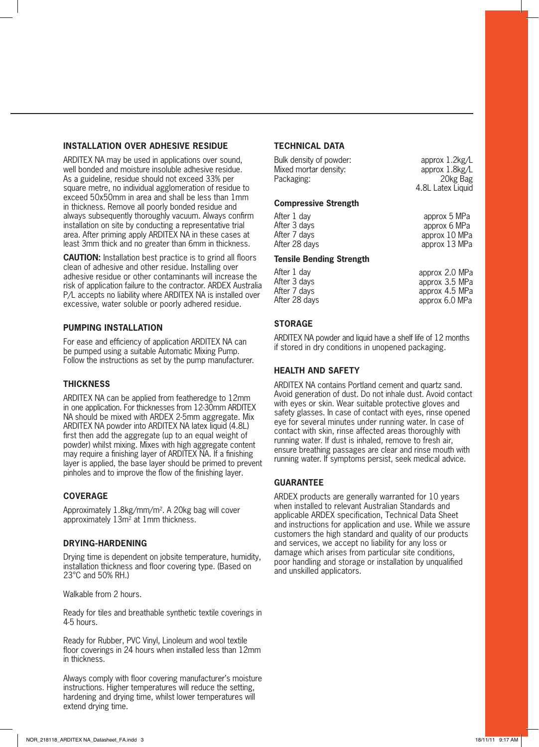## INSTALLATION OVER ADHESIVE RESIDUE

ARDITEX NA may be used in applications over sound, well bonded and moisture insoluble adhesive residue. As a guideline, residue should not exceed 33% per square metre, no individual agglomeration of residue to exceed 50x50mm in area and shall be less than 1mm in thickness. Remove all poorly bonded residue and always subsequently thoroughly vacuum. Always confirm installation on site by conducting a representative trial area. After priming apply ARDITEX NA in these cases at least 3mm thick and no greater than 6mm in thickness.

**CAUTION:** Installation best practice is to grind all floors clean of adhesive and other residue. Installing over adhesive residue or other contaminants will increase the risk of application failure to the contractor. ARDEX Australia P/L accepts no liability where ARDITEX NA is installed over excessive, water soluble or poorly adhered residue.

## PUMPING INSTALLATION

For ease and efficiency of application ARDITEX NA can be pumped using a suitable Automatic Mixing Pump. Follow the instructions as set by the pump manufacturer.

## THICKNESS

ARDITEX NA can be applied from featheredge to 12mm in one application. For thicknesses from 12-30mm ARDITEX NA should be mixed with ARDEX 2-5mm aggregate. Mix ARDITEX NA powder into ARDITEX NA latex liquid (4.8L) first then add the aggregate (up to an equal weight of powder) whilst mixing. Mixes with high aggregate content may require a finishing layer of ARDITEX NA. If a finishing layer is applied, the base layer should be primed to prevent pinholes and to improve the flow of the finishing layer.

## COVERAGE

Approximately 1.8kg/mm/m$^2$. A 20kg bag will cover approximately 13m$^2$ at 1mm thickness.

## DRYING-HARDENING

Drying time is dependent on jobsite temperature, humidity, installation thickness and floor covering type. (Based on 23°C and 50% RH.)

Walkable from 2 hours.

Ready for tiles and breathable synthetic textile coverings in 4-5 hours.

Ready for Rubber, PVC Vinyl, Linoleum and wool textile floor coverings in 24 hours when installed less than 12mm in thickness.

Always comply with floor covering manufacturer's moisture instructions. Higher temperatures will reduce the setting, hardening and drying time, whilst lower temperatures will extend drying time.

## TECHNICAL DATA

| | |
|---|---|
| Bulk density of powder: | approx 1.2kg/L |
| Mixed mortar density: | approx 1.8kg/L |
| Packaging: | 20kg Bag<br>4.8L Latex Liquid |

### Compressive Strength

| | |
|---|---|
| After 1 day | approx 5 MPa |
| After 3 days | approx 6 MPa |
| After 7 days | approx 10 MPa |
| After 28 days | approx 13 MPa |

### Tensile Bending Strength

| | |
|---|---|
| After 1 day | approx 2.0 MPa |
| After 3 days | approx 3.5 MPa |
| After 7 days | approx 4.5 MPa |
| After 28 days | approx 6.0 MPa |

## STORAGE

ARDITEX NA powder and liquid have a shelf life of 12 months if stored in dry conditions in unopened packaging.

## HEALTH AND SAFETY

ARDITEX NA contains Portland cement and quartz sand. Avoid generation of dust. Do not inhale dust. Avoid contact with eyes or skin. Wear suitable protective gloves and safety glasses. In case of contact with eyes, rinse opened eye for several minutes under running water. In case of contact with skin, rinse affected areas thoroughly with running water. If dust is inhaled, remove to fresh air, ensure breathing passages are clear and rinse mouth with running water. If symptoms persist, seek medical advice.

## GUARANTEE

ARDEX products are generally warranted for 10 years when installed to relevant Australian Standards and applicable ARDEX specification, Technical Data Sheet and instructions for application and use. While we assure customers the high standard and quality of our products and services, we accept no liability for any loss or damage which arises from particular site conditions, poor handling and storage or installation by unqualified and unskilled applicators.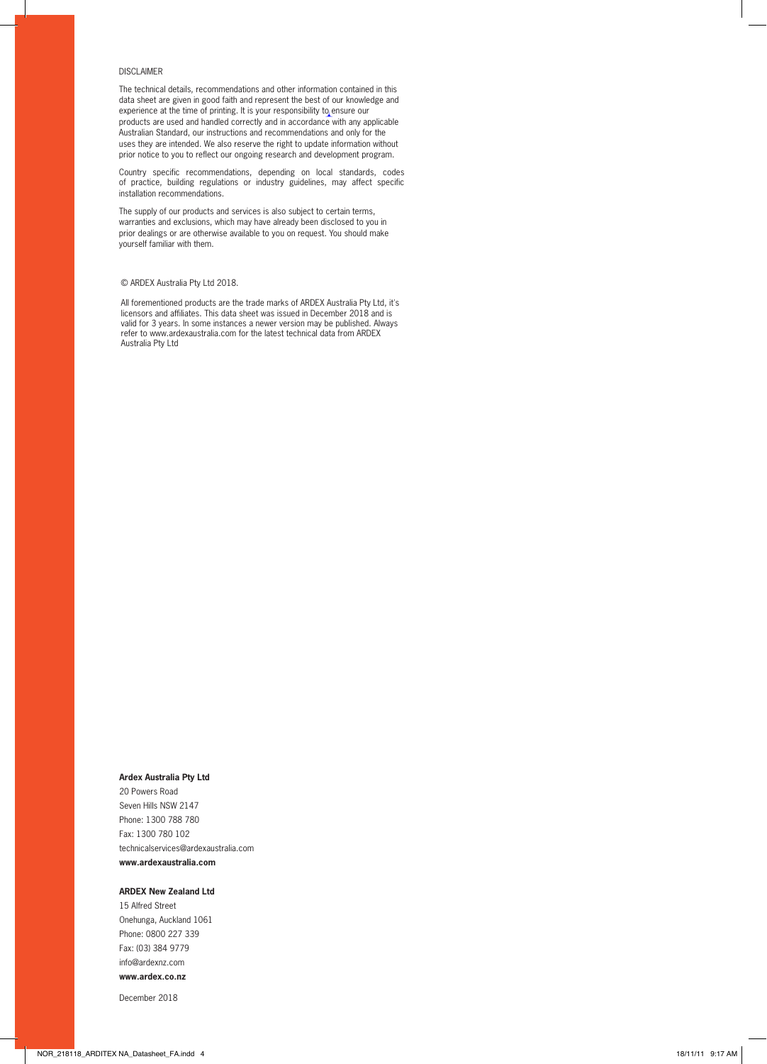DISCLAIMER

The technical details, recommendations and other information contained in this data sheet are given in good faith and represent the best of our knowledge and experience at the time of printing. It is your responsibility to ensure our products are used and handled correctly and in accordance with any applicable Australian Standard, our instructions and recommendations and only for the uses they are intended. We also reserve the right to update information without prior notice to you to reflect our ongoing research and development program.

Country specific recommendations, depending on local standards, codes of practice, building regulations or industry guidelines, may affect specific installation recommendations.

The supply of our products and services is also subject to certain terms, warranties and exclusions, which may have already been disclosed to you in prior dealings or are otherwise available to you on request. You should make yourself familiar with them.

© ARDEX Australia Pty Ltd 2018.

All forementioned products are the trade marks of ARDEX Australia Pty Ltd, it's licensors and affiliates. This data sheet was issued in December 2018 and is valid for 3 years. In some instances a newer version may be published. Always refer to www.ardexaustralia.com for the latest technical data from ARDEX Australia Pty Ltd

**Ardex Australia Pty Ltd**
20 Powers Road
Seven Hills NSW 2147
Phone: 1300 788 780
Fax: 1300 780 102
technicalservices@ardexaustralia.com
**www.ardexaustralia.com**

**ARDEX New Zealand Ltd**
15 Alfred Street
Onehunga, Auckland 1061
Phone: 0800 227 339
Fax: (03) 384 9779
info@ardexnz.com
**www.ardex.co.nz**

December 2018